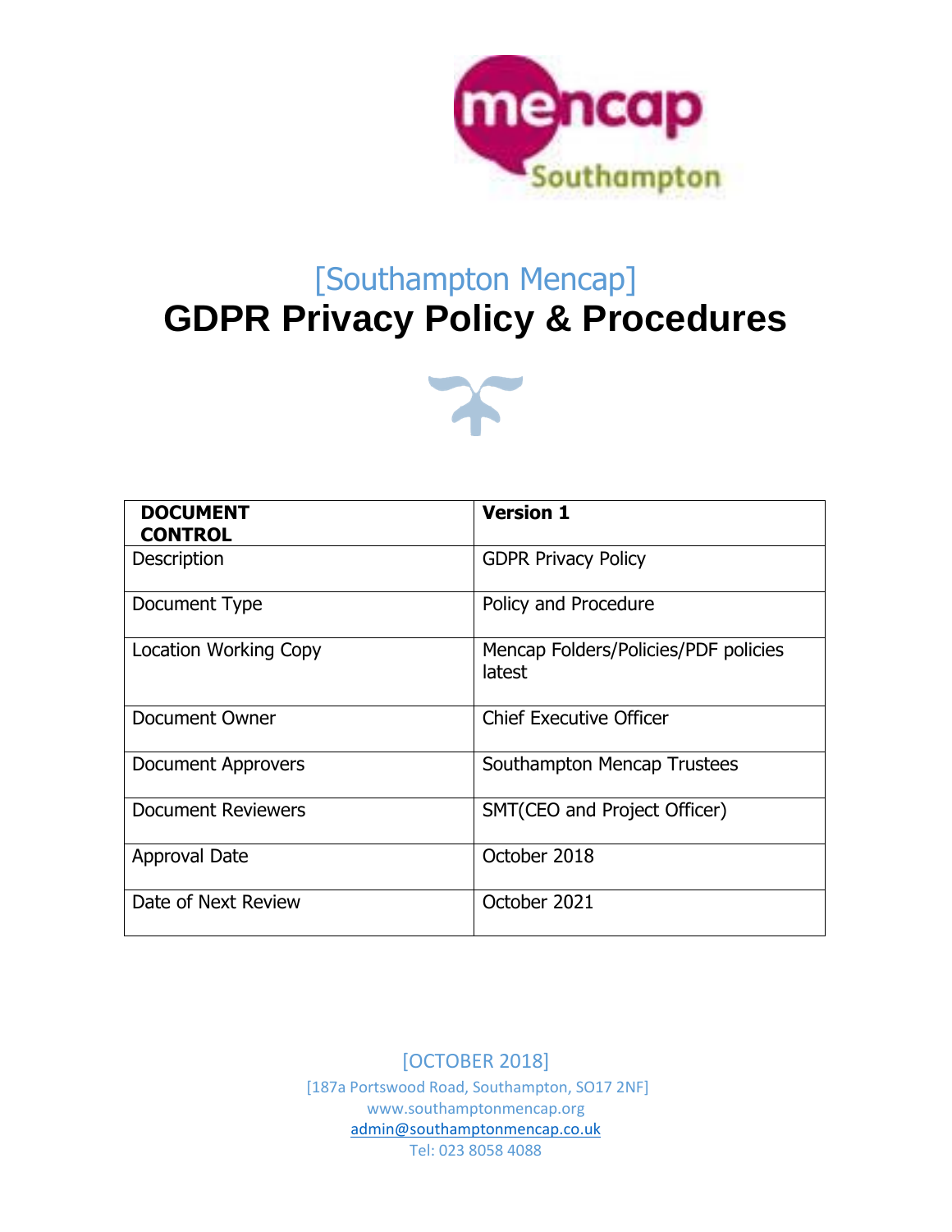[Southampton Mencap]

# GDPR Privacy Policy & Procedures

| **DOCUMENT CONTROL** | **Version 1** |
|---|---|
| Description | GDPR Privacy Policy |
| Document Type | Policy and Procedure |
| Location Working Copy | Mencap Folders/Policies/PDF policies latest |
| Document Owner | Chief Executive Officer |
| Document Approvers | Southampton Mencap Trustees |
| Document Reviewers | SMT(CEO and Project Officer) |
| Approval Date | October 2018 |
| Date of Next Review | October 2021 |

[OCTOBER 2018]

[187a Portswood Road, Southampton, SO17 2NF]

www.southamptonmencap.org

admin@southamptonmencap.co.uk

Tel: 023 8058 4088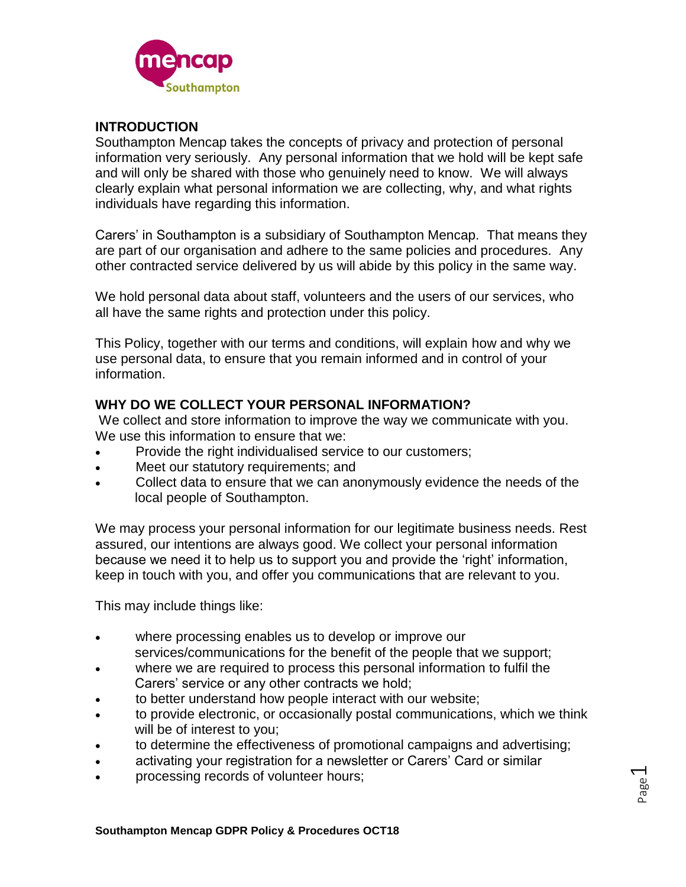## INTRODUCTION

Southampton Mencap takes the concepts of privacy and protection of personal information very seriously. Any personal information that we hold will be kept safe and will only be shared with those who genuinely need to know. We will always clearly explain what personal information we are collecting, why, and what rights individuals have regarding this information.

Carers' in Southampton is a subsidiary of Southampton Mencap. That means they are part of our organisation and adhere to the same policies and procedures. Any other contracted service delivered by us will abide by this policy in the same way.

We hold personal data about staff, volunteers and the users of our services, who all have the same rights and protection under this policy.

This Policy, together with our terms and conditions, will explain how and why we use personal data, to ensure that you remain informed and in control of your information.

## WHY DO WE COLLECT YOUR PERSONAL INFORMATION?

We collect and store information to improve the way we communicate with you. We use this information to ensure that we:

- Provide the right individualised service to our customers;
- Meet our statutory requirements; and
- Collect data to ensure that we can anonymously evidence the needs of the local people of Southampton.

We may process your personal information for our legitimate business needs. Rest assured, our intentions are always good. We collect your personal information because we need it to help us to support you and provide the 'right' information, keep in touch with you, and offer you communications that are relevant to you.

This may include things like:

- where processing enables us to develop or improve our services/communications for the benefit of the people that we support;
- where we are required to process this personal information to fulfil the Carers' service or any other contracts we hold;
- to better understand how people interact with our website;
- to provide electronic, or occasionally postal communications, which we think will be of interest to you;
- to determine the effectiveness of promotional campaigns and advertising;
- activating your registration for a newsletter or Carers' Card or similar
- processing records of volunteer hours;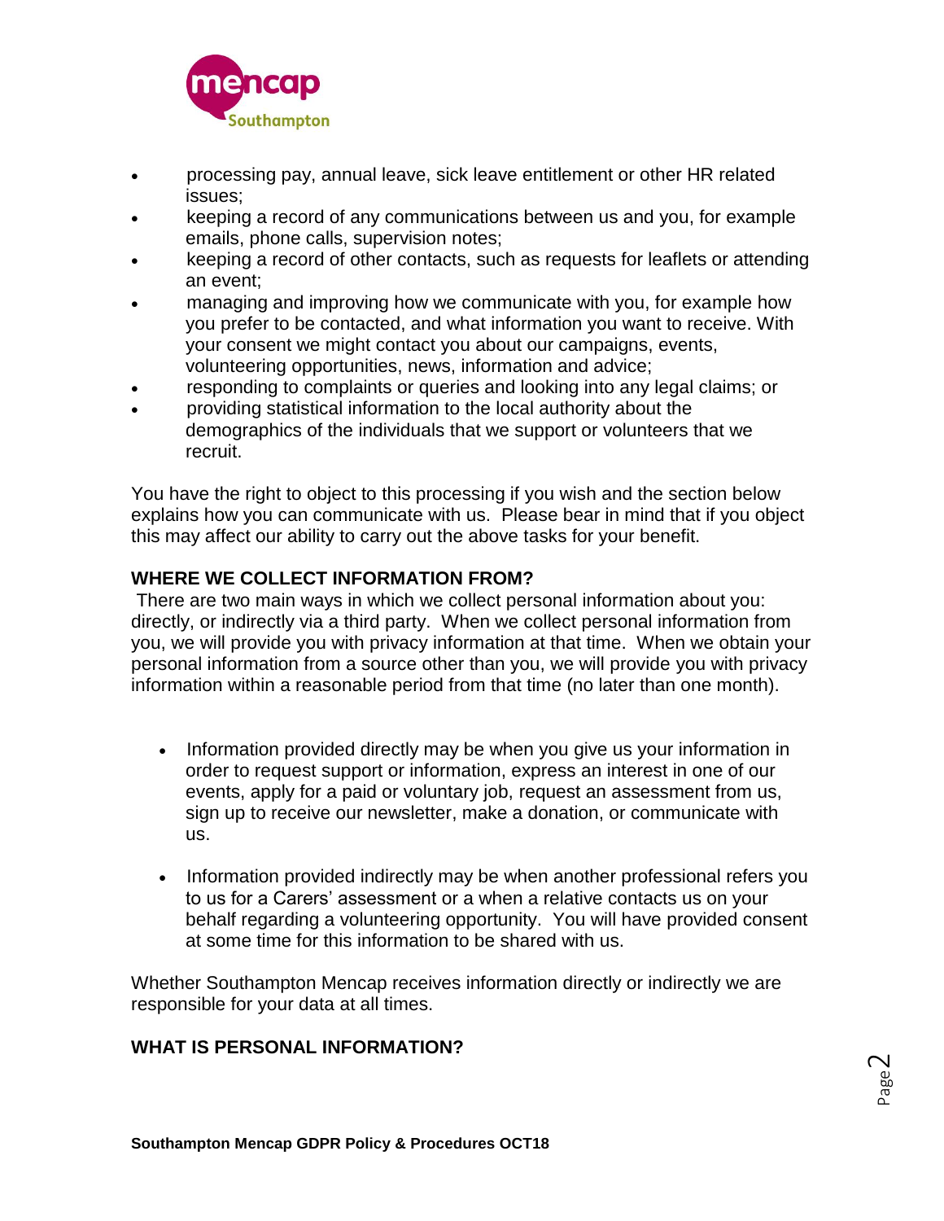- processing pay, annual leave, sick leave entitlement or other HR related issues;
- keeping a record of any communications between us and you, for example emails, phone calls, supervision notes;
- keeping a record of other contacts, such as requests for leaflets or attending an event;
- managing and improving how we communicate with you, for example how you prefer to be contacted, and what information you want to receive. With your consent we might contact you about our campaigns, events, volunteering opportunities, news, information and advice;
- responding to complaints or queries and looking into any legal claims; or
- providing statistical information to the local authority about the demographics of the individuals that we support or volunteers that we recruit.

You have the right to object to this processing if you wish and the section below explains how you can communicate with us. Please bear in mind that if you object this may affect our ability to carry out the above tasks for your benefit.

**WHERE WE COLLECT INFORMATION FROM?**

There are two main ways in which we collect personal information about you: directly, or indirectly via a third party. When we collect personal information from you, we will provide you with privacy information at that time. When we obtain your personal information from a source other than you, we will provide you with privacy information within a reasonable period from that time (no later than one month).

- Information provided directly may be when you give us your information in order to request support or information, express an interest in one of our events, apply for a paid or voluntary job, request an assessment from us, sign up to receive our newsletter, make a donation, or communicate with us.

- Information provided indirectly may be when another professional refers you to us for a Carers' assessment or a when a relative contacts us on your behalf regarding a volunteering opportunity. You will have provided consent at some time for this information to be shared with us.

Whether Southampton Mencap receives information directly or indirectly we are responsible for your data at all times.

**WHAT IS PERSONAL INFORMATION?**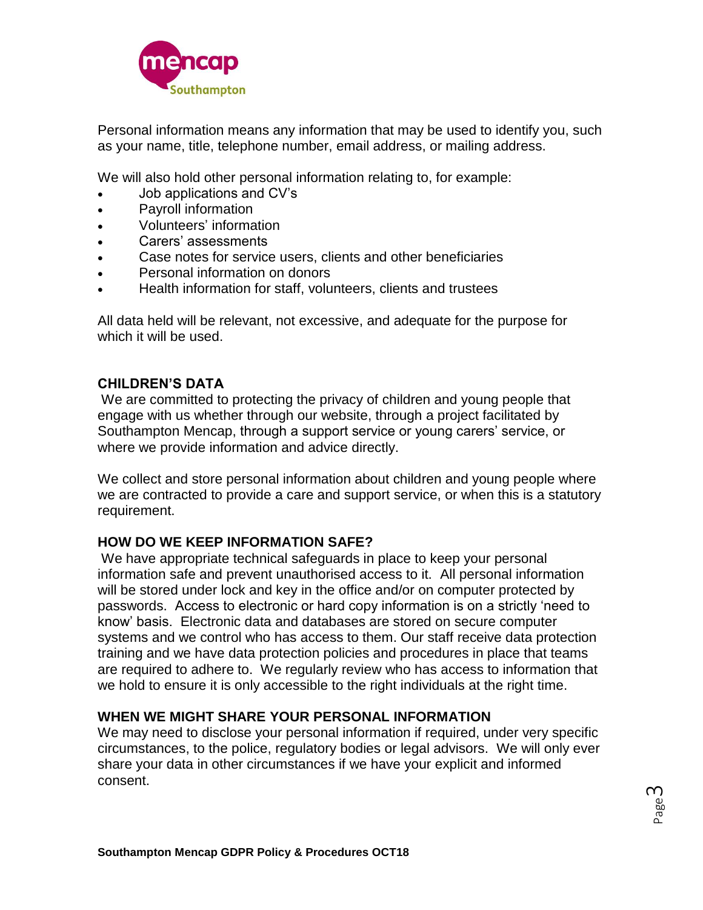Personal information means any information that may be used to identify you, such as your name, title, telephone number, email address, or mailing address.

We will also hold other personal information relating to, for example:

- Job applications and CV's
- Payroll information
- Volunteers' information
- Carers' assessments
- Case notes for service users, clients and other beneficiaries
- Personal information on donors
- Health information for staff, volunteers, clients and trustees

All data held will be relevant, not excessive, and adequate for the purpose for which it will be used.

## CHILDREN'S DATA

We are committed to protecting the privacy of children and young people that engage with us whether through our website, through a project facilitated by Southampton Mencap, through a support service or young carers' service, or where we provide information and advice directly.

We collect and store personal information about children and young people where we are contracted to provide a care and support service, or when this is a statutory requirement.

## HOW DO WE KEEP INFORMATION SAFE?

We have appropriate technical safeguards in place to keep your personal information safe and prevent unauthorised access to it. All personal information will be stored under lock and key in the office and/or on computer protected by passwords. Access to electronic or hard copy information is on a strictly 'need to know' basis. Electronic data and databases are stored on secure computer systems and we control who has access to them. Our staff receive data protection training and we have data protection policies and procedures in place that teams are required to adhere to. We regularly review who has access to information that we hold to ensure it is only accessible to the right individuals at the right time.

## WHEN WE MIGHT SHARE YOUR PERSONAL INFORMATION

We may need to disclose your personal information if required, under very specific circumstances, to the police, regulatory bodies or legal advisors. We will only ever share your data in other circumstances if we have your explicit and informed consent.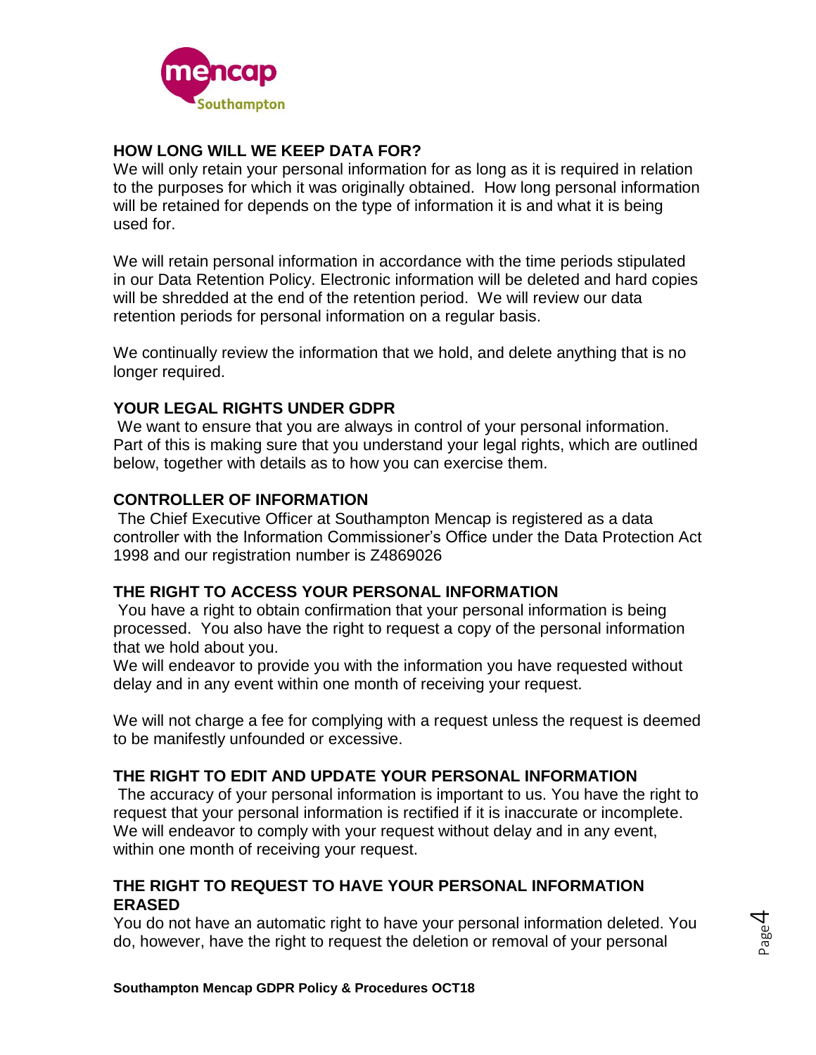## HOW LONG WILL WE KEEP DATA FOR?

We will only retain your personal information for as long as it is required in relation to the purposes for which it was originally obtained. How long personal information will be retained for depends on the type of information it is and what it is being used for.

We will retain personal information in accordance with the time periods stipulated in our Data Retention Policy. Electronic information will be deleted and hard copies will be shredded at the end of the retention period. We will review our data retention periods for personal information on a regular basis.

We continually review the information that we hold, and delete anything that is no longer required.

## YOUR LEGAL RIGHTS UNDER GDPR

We want to ensure that you are always in control of your personal information. Part of this is making sure that you understand your legal rights, which are outlined below, together with details as to how you can exercise them.

## CONTROLLER OF INFORMATION

The Chief Executive Officer at Southampton Mencap is registered as a data controller with the Information Commissioner's Office under the Data Protection Act 1998 and our registration number is Z4869026

## THE RIGHT TO ACCESS YOUR PERSONAL INFORMATION

You have a right to obtain confirmation that your personal information is being processed. You also have the right to request a copy of the personal information that we hold about you.

We will endeavor to provide you with the information you have requested without delay and in any event within one month of receiving your request.

We will not charge a fee for complying with a request unless the request is deemed to be manifestly unfounded or excessive.

## THE RIGHT TO EDIT AND UPDATE YOUR PERSONAL INFORMATION

The accuracy of your personal information is important to us. You have the right to request that your personal information is rectified if it is inaccurate or incomplete. We will endeavor to comply with your request without delay and in any event, within one month of receiving your request.

## THE RIGHT TO REQUEST TO HAVE YOUR PERSONAL INFORMATION ERASED

You do not have an automatic right to have your personal information deleted. You do, however, have the right to request the deletion or removal of your personal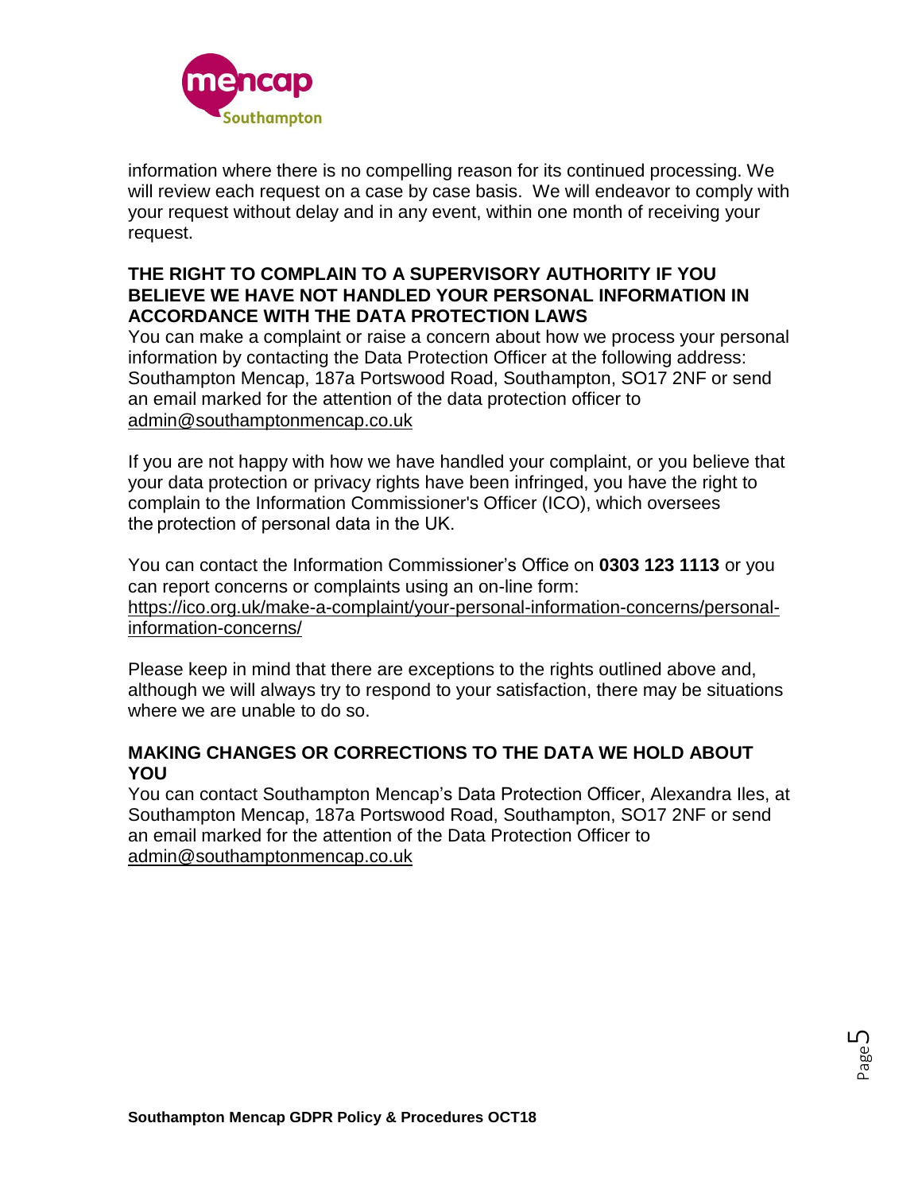information where there is no compelling reason for its continued processing. We will review each request on a case by case basis. We will endeavor to comply with your request without delay and in any event, within one month of receiving your request.

**THE RIGHT TO COMPLAIN TO A SUPERVISORY AUTHORITY IF YOU BELIEVE WE HAVE NOT HANDLED YOUR PERSONAL INFORMATION IN ACCORDANCE WITH THE DATA PROTECTION LAWS**

You can make a complaint or raise a concern about how we process your personal information by contacting the Data Protection Officer at the following address: Southampton Mencap, 187a Portswood Road, Southampton, SO17 2NF or send an email marked for the attention of the data protection officer to admin@southamptonmencap.co.uk

If you are not happy with how we have handled your complaint, or you believe that your data protection or privacy rights have been infringed, you have the right to complain to the Information Commissioner's Officer (ICO), which oversees the protection of personal data in the UK.

You can contact the Information Commissioner's Office on **0303 123 1113** or you can report concerns or complaints using an on-line form: https://ico.org.uk/make-a-complaint/your-personal-information-concerns/personal-information-concerns/

Please keep in mind that there are exceptions to the rights outlined above and, although we will always try to respond to your satisfaction, there may be situations where we are unable to do so.

**MAKING CHANGES OR CORRECTIONS TO THE DATA WE HOLD ABOUT YOU**

You can contact Southampton Mencap's Data Protection Officer, Alexandra Iles, at Southampton Mencap, 187a Portswood Road, Southampton, SO17 2NF or send an email marked for the attention of the Data Protection Officer to admin@southamptonmencap.co.uk